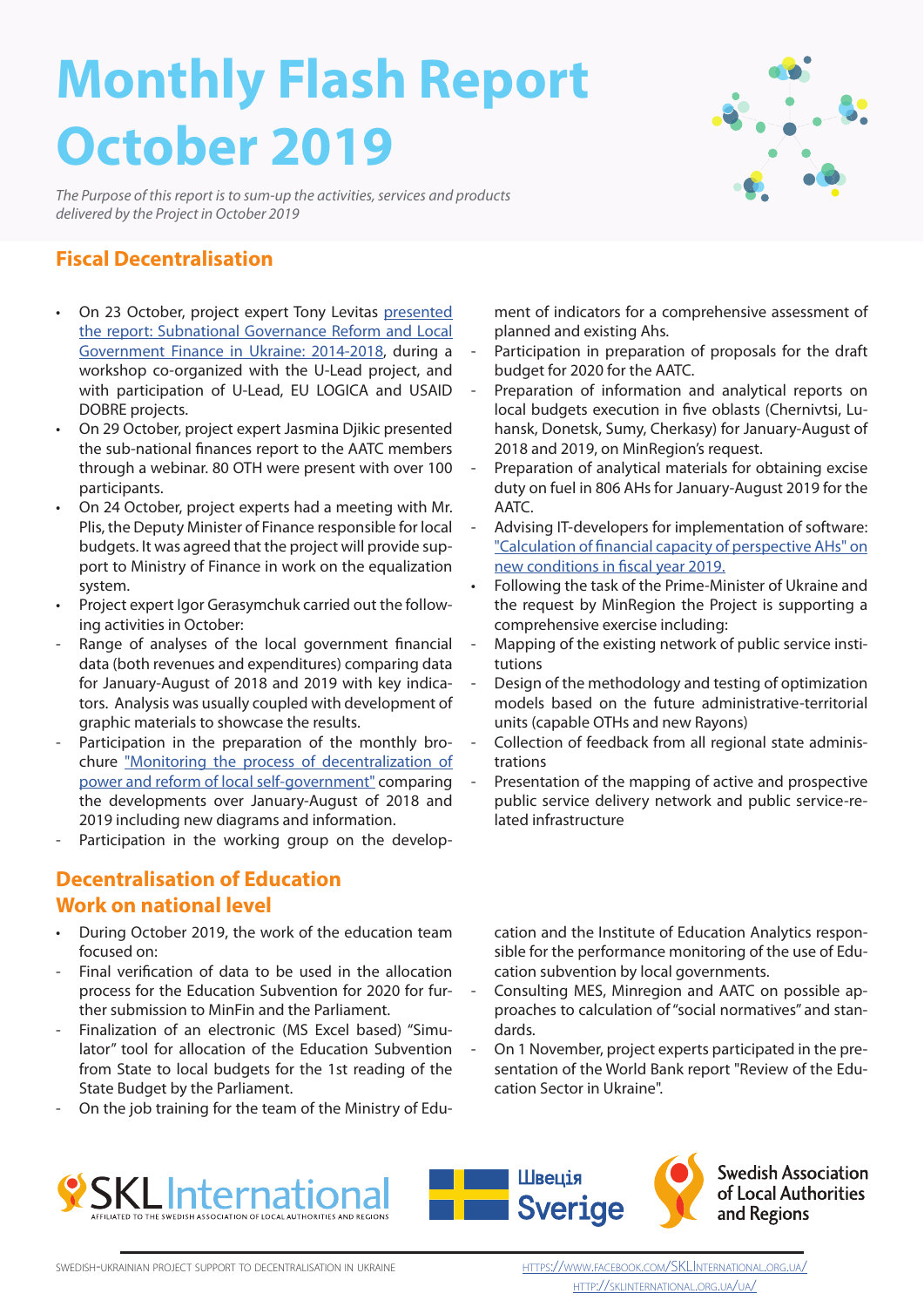# Monthly Flash Report October 2019

*The Purpose of this report is to sum-up the activities, services and products delivered by the Project in October 2019*

## Fiscal Decentralisation

- On 23 October, project expert Tony Levitas presented the report: Subnational Governance Reform and Local Government Finance in Ukraine: 2014-2018, during a workshop co-organized with the U-Lead project, and with participation of U-Lead, EU LOGICA and USAID DOBRE projects.
- On 29 October, project expert Jasmina Djikic presented the sub-national finances report to the AATC members through a webinar. 80 OTH were present with over 100 participants.
- On 24 October, project experts had a meeting with Mr. Plis, the Deputy Minister of Finance responsible for local budgets. It was agreed that the project will provide support to Ministry of Finance in work on the equalization system.
- Project expert Igor Gerasymchuk carried out the following activities in October:
  - Range of analyses of the local government financial data (both revenues and expenditures) comparing data for January-August of 2018 and 2019 with key indicators. Analysis was usually coupled with development of graphic materials to showcase the results.
  - Participation in the preparation of the monthly brochure "Monitoring the process of decentralization of power and reform of local self-government" comparing the developments over January-August of 2018 and 2019 including new diagrams and information.
  - Participation in the working group on the development of indicators for a comprehensive assessment of planned and existing Ahs.
  - Participation in preparation of proposals for the draft budget for 2020 for the AATC.
  - Preparation of information and analytical reports on local budgets execution in five oblasts (Chernivtsi, Luhansk, Donetsk, Sumy, Cherkasy) for January-August of 2018 and 2019, on MinRegion's request.
  - Preparation of analytical materials for obtaining excise duty on fuel in 806 AHs for January-August 2019 for the AATC.
  - Advising IT-developers for implementation of software: "Calculation of financial capacity of perspective AHs" on new conditions in fiscal year 2019.
- Following the task of the Prime-Minister of Ukraine and the request by MinRegion the Project is supporting a comprehensive exercise including:
  - Mapping of the existing network of public service institutions
  - Design of the methodology and testing of optimization models based on the future administrative-territorial units (capable OTHs and new Rayons)
  - Collection of feedback from all regional state administrations
  - Presentation of the mapping of active and prospective public service delivery network and public service-related infrastructure

## Decentralisation of Education
## Work on national level

- During October 2019, the work of the education team focused on:
  - Final verification of data to be used in the allocation process for the Education Subvention for 2020 for further submission to MinFin and the Parliament.
  - Finalization of an electronic (MS Excel based) "Simulator" tool for allocation of the Education Subvention from State to local budgets for the 1st reading of the State Budget by the Parliament.
  - On the job training for the team of the Ministry of Education and the Institute of Education Analytics responsible for the performance monitoring of the use of Education subvention by local governments.
  - Consulting MES, Minregion and AATC on possible approaches to calculation of "social normatives" and standards.
  - On 1 November, project experts participated in the presentation of the World Bank report "Review of the Education Sector in Ukraine".

SKL International — Affiliated to the Swedish Association of Local Authorities and Regions

Швеція Sverige

Swedish Association of Local Authorities and Regions

SWEDISH-UKRAINIAN PROJECT SUPPORT TO DECENTRALISATION IN UKRAINE

https://www.facebook.com/SKLInternational.org.ua/

http://sklinternational.org.ua/ua/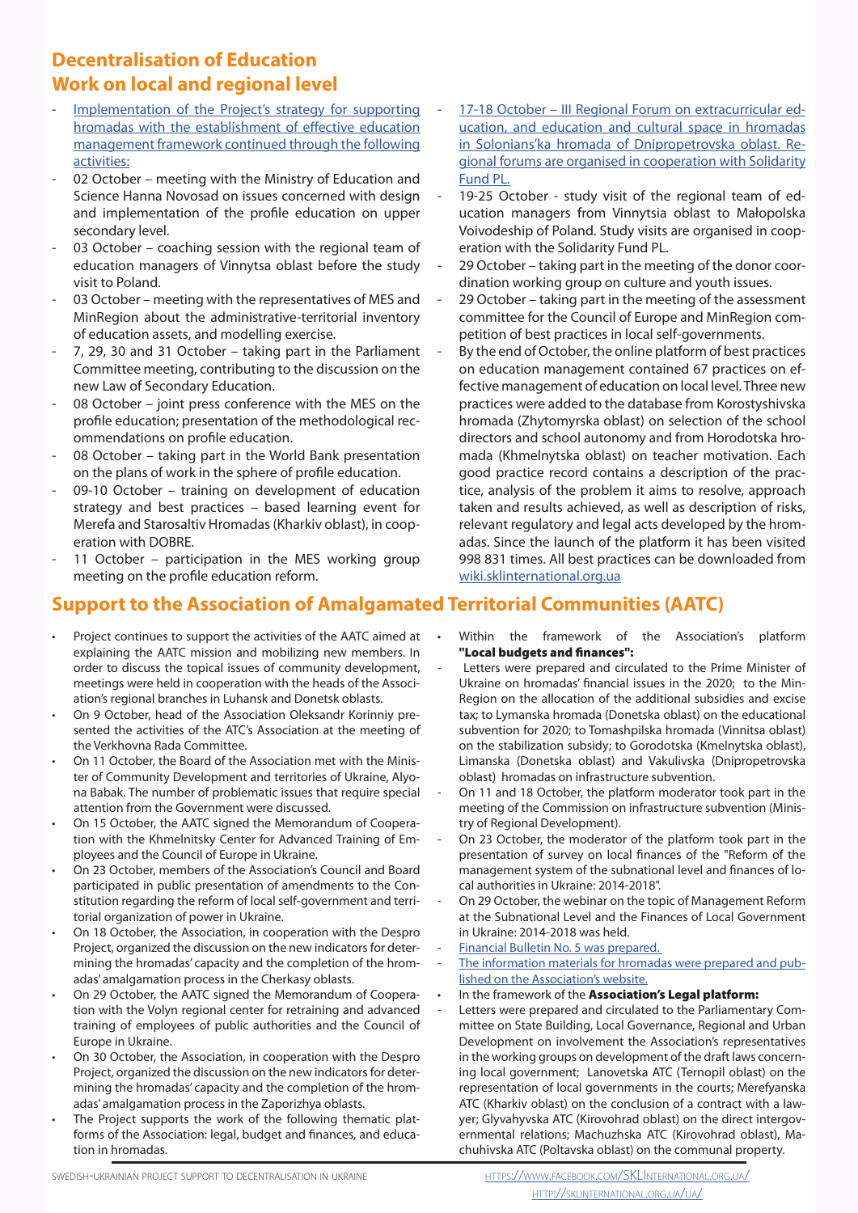# Decentralisation of Education

## Work on local and regional level

- Implementation of the Project's strategy for supporting hromadas with the establishment of effective education management framework continued through the following activities:
- 02 October – meeting with the Ministry of Education and Science Hanna Novosad on issues concerned with design and implementation of the profile education on upper secondary level.
- 03 October – coaching session with the regional team of education managers of Vinnytsa oblast before the study visit to Poland.
- 03 October – meeting with the representatives of MES and MinRegion about the administrative-territorial inventory of education assets, and modelling exercise.
- 7, 29, 30 and 31 October – taking part in the Parliament Committee meeting, contributing to the discussion on the new Law of Secondary Education.
- 08 October – joint press conference with the MES on the profile education; presentation of the methodological recommendations on profile education.
- 08 October – taking part in the World Bank presentation on the plans of work in the sphere of profile education.
- 09-10 October – training on development of education strategy and best practices – based learning event for Merefa and Starosaltiv Hromadas (Kharkiv oblast), in cooperation with DOBRE.
- 11 October – participation in the MES working group meeting on the profile education reform.
- 17-18 October – III Regional Forum on extracurricular education, and education and cultural space in hromadas in Solonians'ka hromada of Dnipropetrovska oblast. Regional forums are organised in cooperation with Solidarity Fund PL.
- 19-25 October - study visit of the regional team of education managers from Vinnytsia oblast to Małopolska Voivodeship of Poland. Study visits are organised in cooperation with the Solidarity Fund PL.
- 29 October – taking part in the meeting of the donor coordination working group on culture and youth issues.
- 29 October – taking part in the meeting of the assessment committee for the Council of Europe and MinRegion competition of best practices in local self-governments.
- By the end of October, the online platform of best practices on education management contained 67 practices on effective management of education on local level. Three new practices were added to the database from Korostyshivska hromada (Zhytomyrska oblast) on selection of the school directors and school autonomy and from Horodotska hromada (Khmelnytska oblast) on teacher motivation. Each good practice record contains a description of the practice, analysis of the problem it aims to resolve, approach taken and results achieved, as well as description of risks, relevant regulatory and legal acts developed by the hromadas. Since the launch of the platform it has been visited 998 831 times. All best practices can be downloaded from wiki.sklinternational.org.ua

# Support to the Association of Amalgamated Territorial Communities (AATC)

- Project continues to support the activities of the AATC aimed at explaining the AATC mission and mobilizing new members. In order to discuss the topical issues of community development, meetings were held in cooperation with the heads of the Association's regional branches in Luhansk and Donetsk oblasts.
- On 9 October, head of the Association Oleksandr Korinniy presented the activities of the ATC's Association at the meeting of the Verkhovna Rada Committee.
- On 11 October, the Board of the Association met with the Minister of Community Development and territories of Ukraine, Alyona Babak. The number of problematic issues that require special attention from the Government were discussed.
- On 15 October, the AATC signed the Memorandum of Cooperation with the Khmelnitsky Center for Advanced Training of Employees and the Council of Europe in Ukraine.
- On 23 October, members of the Association's Council and Board participated in public presentation of amendments to the Constitution regarding the reform of local self-government and territorial organization of power in Ukraine.
- On 18 October, the Association, in cooperation with the Despro Project, organized the discussion on the new indicators for determining the hromadas' capacity and the completion of the hromadas' amalgamation process in the Cherkasy oblasts.
- On 29 October, the AATC signed the Memorandum of Cooperation with the Volyn regional center for retraining and advanced training of employees of public authorities and the Council of Europe in Ukraine.
- On 30 October, the Association, in cooperation with the Despro Project, organized the discussion on the new indicators for determining the hromadas' capacity and the completion of the hromadas' amalgamation process in the Zaporizhya oblasts.
- The Project supports the work of the following thematic platforms of the Association: legal, budget and finances, and education in hromadas.
- Within the framework of the Association's platform **"Local budgets and finances":**
  - Letters were prepared and circulated to the Prime Minister of Ukraine on hromadas' financial issues in the 2020; to the MinRegion on the allocation of the additional subsidies and excise tax; to Lymanska hromada (Donetska oblast) on the educational subvention for 2020; to Tomashpilska hromada (Vinnitsa oblast) on the stabilization subsidy; to Gorodotska (Kmelnytska oblast), Limanska (Donetska oblast) and Vakulivska (Dnipropetrovska oblast) hromadas on infrastructure subvention.
  - On 11 and 18 October, the platform moderator took part in the meeting of the Commission on infrastructure subvention (Ministry of Regional Development).
  - On 23 October, the moderator of the platform took part in the presentation of survey on local finances of the "Reform of the management system of the subnational level and finances of local authorities in Ukraine: 2014-2018".
  - On 29 October, the webinar on the topic of Management Reform at the Subnational Level and the Finances of Local Government in Ukraine: 2014-2018 was held.
  - Financial Bulletin No. 5 was prepared.
  - The information materials for hromadas were prepared and published on the Association's website.
- In the framework of the **Association's Legal platform:**
  - Letters were prepared and circulated to the Parliamentary Committee on State Building, Local Governance, Regional and Urban Development on involvement the Association's representatives in the working groups on development of the draft laws concerning local government; Lanovetska ATC (Ternopil oblast) on the representation of local governments in the courts; Merefyanska ATC (Kharkiv oblast) on the conclusion of a contract with a lawyer; Glyvahyvska ATC (Kirovohrad oblast) on the direct intergovernmental relations; Machuzhska ATC (Kirovohrad oblast), Machuhivska ATC (Poltavska oblast) on the communal property.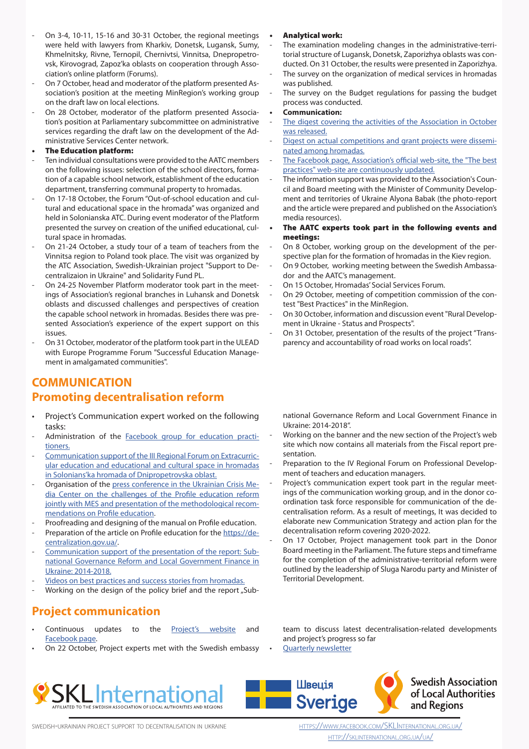- On 3-4, 10-11, 15-16 and 30-31 October, the regional meetings were held with lawyers from Kharkiv, Donetsk, Lugansk, Sumy, Khmelnitsky, Rivne, Ternopil, Chernivtsi, Vinnitsa, Dnepropetrovsk, Kirovograd, Zapoz'ka oblasts on cooperation through Association's online platform (Forums).
- On 7 October, head and moderator of the platform presented Association's position at the meeting MinRegion's working group on the draft law on local elections.
- On 28 October, moderator of the platform presented Association's position at Parliamentary subcommittee on administrative services regarding the draft law on the development of the Administrative Services Center network.

- **The Education platform:**
- Ten individual consultations were provided to the AATC members on the following issues: selection of the school directors, formation of a capable school network, establishment of the education department, transferring communal property to hromadas.
- On 17-18 October, the Forum "Out-of-school education and cultural and educational space in the hromada" was organized and held in Solonianska ATC. During event moderator of the Platform presented the survey on creation of the unified educational, cultural space in hromadas.
- On 21-24 October, a study tour of a team of teachers from the Vinnitsa region to Poland took place. The visit was organized by the ATC Association, Swedish-Ukrainian project "Support to Decentralizaion in Ukraine" and Solidarity Fund PL.
- On 24-25 November Platform moderator took part in the meetings of Association's regional branches in Luhansk and Donetsk oblasts and discussed challenges and perspectives of creation the capable school network in hromadas. Besides there was presented Association's experience of the expert support on this issues.
- On 31 October, moderator of the platform took part in the ULEAD with Europe Programme Forum "Successful Education Management in amalgamated communities".

- **Analytical work:**
- The examination modeling changes in the administrative-territorial structure of Lugansk, Donetsk, Zaporizhya oblasts was conducted. On 31 October, the results were presented in Zaporizhya.
- The survey on the organization of medical services in hromadas was published.
- The survey on the Budget regulations for passing the budget process was conducted.

- **Communication:**
- The digest covering the activities of the Association in October was released.
- Digest on actual competitions and grant projects were disseminated among hromadas.
- The Facebook page, Association's official web-site, the "The best practices" web-site are continuously updated.
- The information support was provided to the Association's Council and Board meeting with the Minister of Community Development and territories of Ukraine Alyona Babak (the photo-report and the article were prepared and published on the Association's media resources).

- **The AATC experts took part in the following events and meetings:**
- On 8 October, working group on the development of the perspective plan for the formation of hromadas in the Kiev region.
- On 9 October, working meeting between the Swedish Ambassador and the AATC's management.
- On 15 October, Hromadas' Social Services Forum.
- On 29 October, meeting of competition commission of the contest "Best Practices" in the MinRegion.
- On 30 October, information and discussion event "Rural Development in Ukraine - Status and Prospects".
- On 31 October, presentation of the results of the project "Transparency and accountability of road works on local roads".

## COMMUNICATION

## Promoting decentralisation reform

- Project's Communication expert worked on the following tasks:
- Administration of the Facebook group for education practitioners.
- Communication support of the III Regional Forum on Extracurricular education and educational and cultural space in hromadas in Solonians'ka hromada of Dnipropetrovska oblast.
- Organisation of the press conference in the Ukrainian Crisis Media Center on the challenges of the Profile education reform jointly with MES and presentation of the methodological recommendations on Profile education.
- Proofreading and designing of the manual on Profile education.
- Preparation of the article on Profile education for the https://decentralization.gov.ua/.
- Communication support of the presentation of the report: Subnational Governance Reform and Local Government Finance in Ukraine: 2014-2018.
- Videos on best practices and success stories from hromadas.
- Working on the design of the policy brief and the report „Subnational Governance Reform and Local Government Finance in Ukraine: 2014-2018".
- Working on the banner and the new section of the Project's web site which now contains all materials from the Fiscal report presentation.
- Preparation to the IV Regional Forum on Professional Development of teachers and education managers.
- Project's communication expert took part in the regular meetings of the communication working group, and in the donor coordination task force responsible for communication of the decentralisation reform. As a result of meetings, It was decided to elaborate new Communication Strategy and action plan for the decentralisation reform covering 2020-2022.
- On 17 October, Project management took part in the Donor Board meeting in the Parliament. The future steps and timeframe for the completion of the administrative-territorial reform were outlined by the leadership of Sluga Narodu party and Minister of Territorial Development.

## Project communication

- Continuous updates to the Project's website and Facebook page.
- On 22 October, Project experts met with the Swedish embassy team to discuss latest decentralisation-related developments and project's progress so far
- Quarterly newsletter

SKL International — AFFILIATED TO THE SWEDISH ASSOCIATION OF LOCAL AUTHORITIES AND REGIONS

Швеція Sverige

Swedish Association of Local Authorities and Regions

SWEDISH-UKRAINIAN PROJECT SUPPORT TO DECENTRALISATION IN UKRAINE

https://www.facebook.com/SKLInternational.org.ua/

http://sklinternational.org.ua/ua/